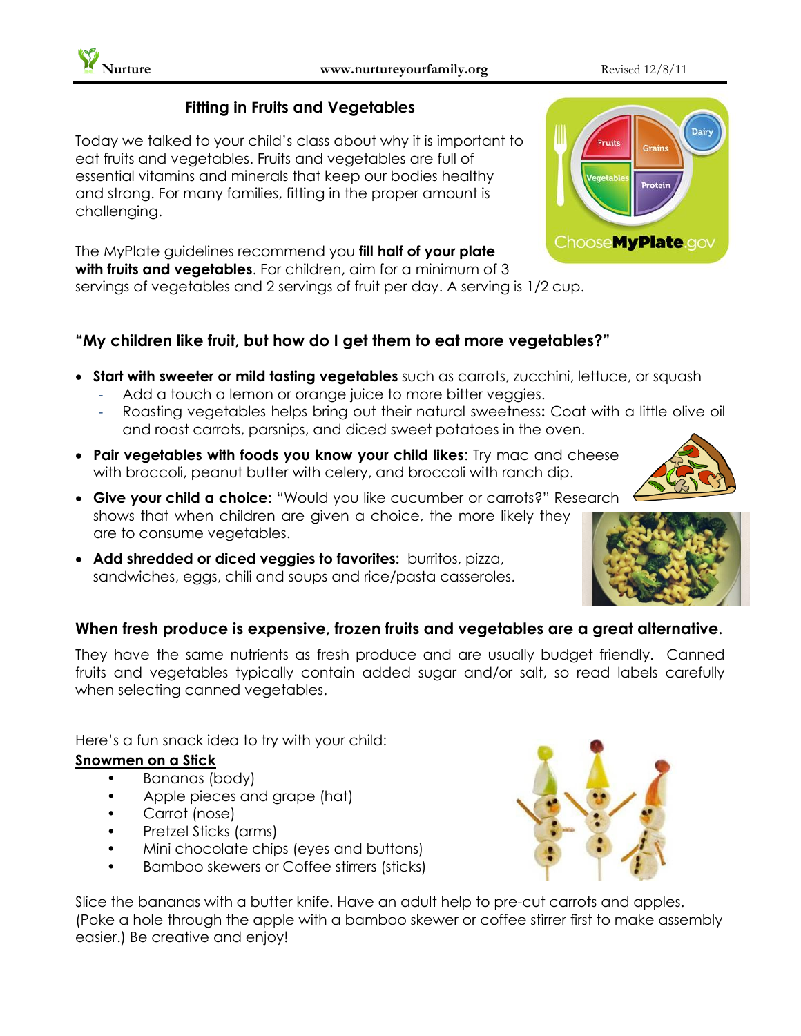## Fitting in Fruits and Vegetables

Today we talked to your child's class about why it is important to eat fruits and vegetables. Fruits and vegetables are full of essential vitamins and minerals that keep our bodies healthy and strong. For many families, fitting in the proper amount is challenging.

The MyPlate guidelines recommend you **fill half of your plate with fruits and vegetables**. For children, aim for a minimum of 3 servings of vegetables and 2 servings of fruit per day. A serving is 1/2 cup.

### "My children like fruit, but how do I get them to eat more vegetables?"

- **Start with sweeter or mild tasting vegetables** such as carrots, zucchini, lettuce, or squash
  - Add a touch a lemon or orange juice to more bitter veggies.
  - Roasting vegetables helps bring out their natural sweetness**:** Coat with a little olive oil and roast carrots, parsnips, and diced sweet potatoes in the oven.
- **Pair vegetables with foods you know your child likes**: Try mac and cheese with broccoli, peanut butter with celery, and broccoli with ranch dip.
- **Give your child a choice:** "Would you like cucumber or carrots?" Research shows that when children are given a choice, the more likely they are to consume vegetables.
- **Add shredded or diced veggies to favorites:** burritos, pizza, sandwiches, eggs, chili and soups and rice/pasta casseroles.

### When fresh produce is expensive, frozen fruits and vegetables are a great alternative.

They have the same nutrients as fresh produce and are usually budget friendly. Canned fruits and vegetables typically contain added sugar and/or salt, so read labels carefully when selecting canned vegetables.

Here's a fun snack idea to try with your child:

**Snowmen on a Stick**

- Bananas (body)
- Apple pieces and grape (hat)
- Carrot (nose)
- Pretzel Sticks (arms)
- Mini chocolate chips (eyes and buttons)
- Bamboo skewers or Coffee stirrers (sticks)

Slice the bananas with a butter knife. Have an adult help to pre-cut carrots and apples. (Poke a hole through the apple with a bamboo skewer or coffee stirrer first to make assembly easier.) Be creative and enjoy!